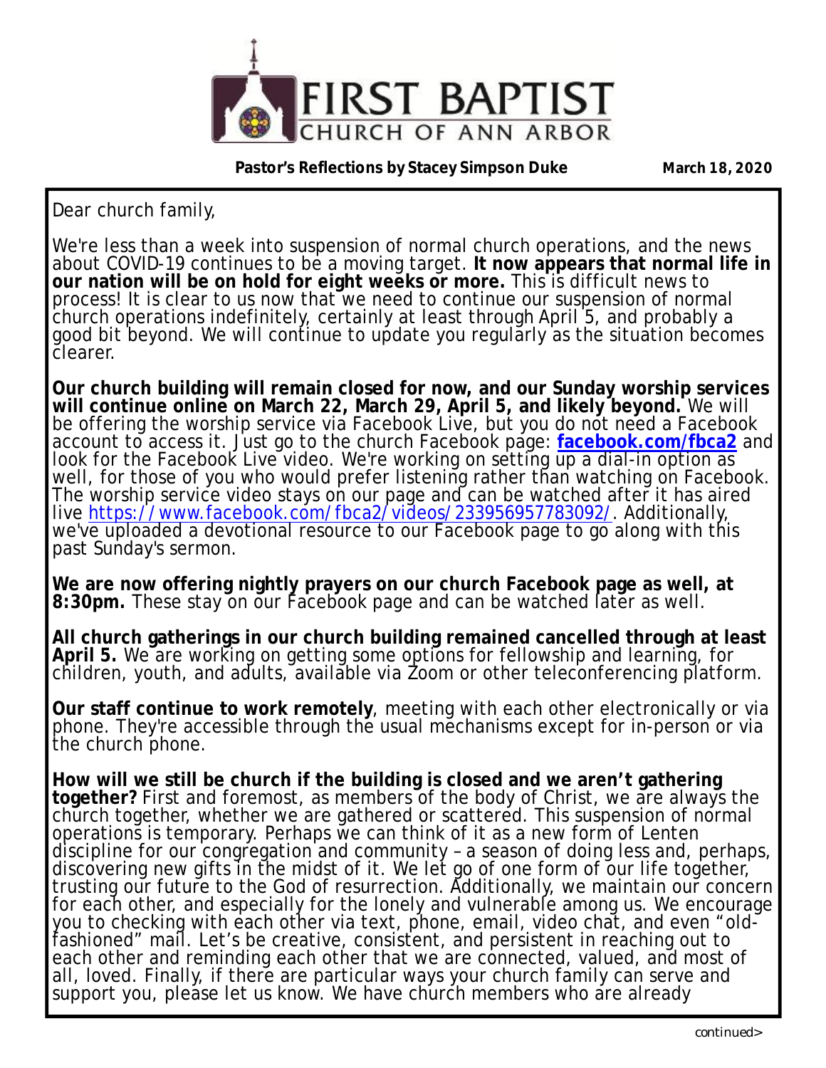# FIRST BAPTIST CHURCH OF ANN ARBOR

**Pastor's Reflections by Stacey Simpson Duke** **March 18, 2020**

Dear church family,

We're less than a week into suspension of normal church operations, and the news about COVID-19 continues to be a moving target. **It now appears that normal life in our nation will be on hold for eight weeks or more.** This is difficult news to process! It is clear to us now that we need to continue our suspension of normal church operations indefinitely, certainly at least through April 5, and probably a good bit beyond. We will continue to update you regularly as the situation becomes clearer.

**Our church building will remain closed for now, and our Sunday worship services will continue online on March 22, March 29, April 5, and likely beyond.** We will be offering the worship service via Facebook Live, but you do not need a Facebook account to access it. Just go to the church Facebook page: **facebook.com/fbca2** and look for the Facebook Live video. We're working on setting up a dial-in option as well, for those of you who would prefer listening rather than watching on Facebook. The worship service video stays on our page and can be watched after it has aired live https://www.facebook.com/fbca2/videos/233956957783092/. Additionally, we've uploaded a devotional resource to our Facebook page to go along with this past Sunday's sermon.

**We are now offering nightly prayers on our church Facebook page as well, at 8:30pm.** These stay on our Facebook page and can be watched later as well.

**All church gatherings in our church building remained cancelled through at least April 5.** We are working on getting some options for fellowship and learning, for children, youth, and adults, available via Zoom or other teleconferencing platform.

**Our staff continue to work remotely**, meeting with each other electronically or via phone. They're accessible through the usual mechanisms except for in-person or via the church phone.

**How will we still be church if the building is closed and we aren't gathering together?** First and foremost, as members of the body of Christ, we are always the church together, whether we are gathered or scattered. This suspension of normal operations is temporary. Perhaps we can think of it as a new form of Lenten discipline for our congregation and community – a season of doing less and, perhaps, discovering new gifts in the midst of it. We let go of one form of our life together, trusting our future to the God of resurrection. Additionally, we maintain our concern for each other, and especially for the lonely and vulnerable among us. We encourage you to checking with each other via text, phone, email, video chat, and even "old-fashioned" mail. Let's be creative, consistent, and persistent in reaching out to each other and reminding each other that we are connected, valued, and most of all, loved. Finally, if there are particular ways your church family can serve and support you, please let us know. We have church members who are already

*continued>*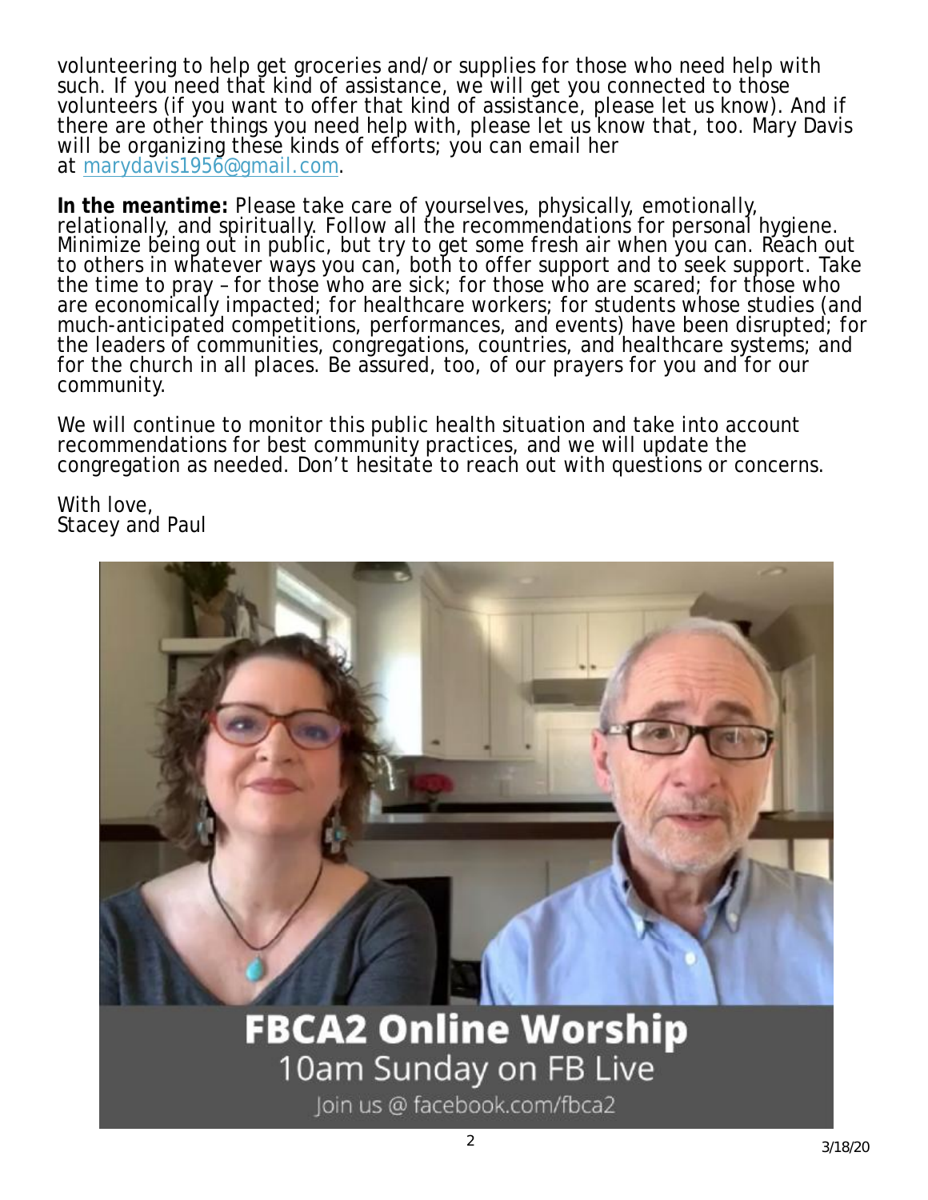volunteering to help get groceries and/or supplies for those who need help with such. If you need that kind of assistance, we will get you connected to those volunteers (if you want to offer that kind of assistance, please let us know). And if there are other things you need help with, please let us know that, too. Mary Davis will be organizing these kinds of efforts; you can email her at marydavis1956@gmail.com.

**In the meantime:** Please take care of yourselves, physically, emotionally, relationally, and spiritually. Follow all the recommendations for personal hygiene. Minimize being out in public, but try to get some fresh air when you can. Reach out to others in whatever ways you can, both to offer support and to seek support. Take the time to pray – for those who are sick; for those who are scared; for those who are economically impacted; for healthcare workers; for students whose studies (and much-anticipated competitions, performances, and events) have been disrupted; for the leaders of communities, congregations, countries, and healthcare systems; and for the church in all places. Be assured, too, of our prayers for you and for our community.

We will continue to monitor this public health situation and take into account recommendations for best community practices, and we will update the congregation as needed. Don't hesitate to reach out with questions or concerns.

With love,
Stacey and Paul

**FBCA2 Online Worship**
10am Sunday on FB Live
Join us @ facebook.com/fbca2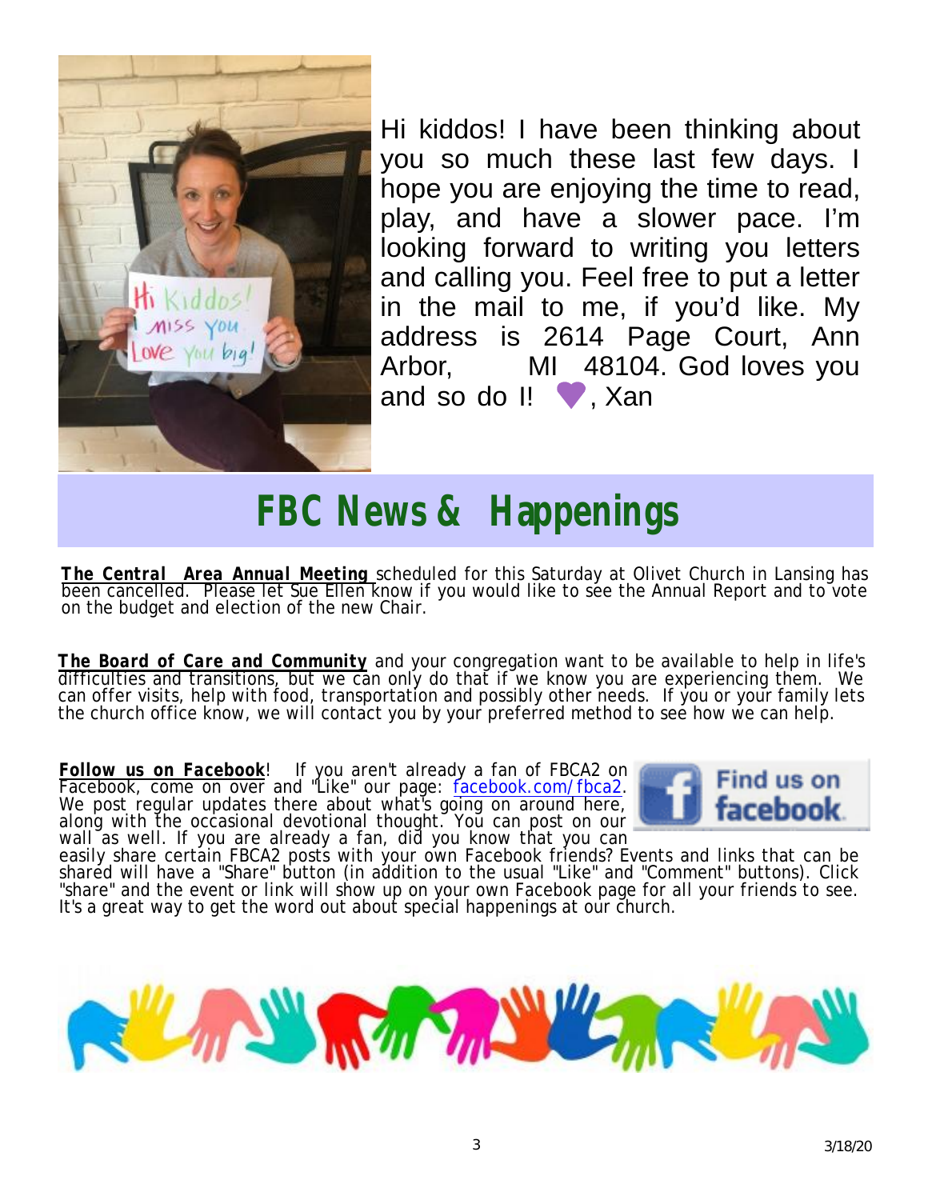Hi kiddos! I have been thinking about you so much these last few days. I hope you are enjoying the time to read, play, and have a slower pace. I'm looking forward to writing you letters and calling you. Feel free to put a letter in the mail to me, if you'd like. My address is 2614 Page Court, Ann Arbor, MI 48104. God loves you and so do I! 💜, Xan

# FBC News & Happenings

**The Central Area Annual Meeting** scheduled for this Saturday at Olivet Church in Lansing has been cancelled. Please let Sue Ellen know if you would like to see the Annual Report and to vote on the budget and election of the new Chair.

**The Board of Care and Community** and your congregation want to be available to help in life's difficulties and transitions, but we can only do that if we know you are experiencing them. We can offer visits, help with food, transportation and possibly other needs. If you or your family lets the church office know, we will contact you by your preferred method to see how we can help.

**Follow us on Facebook**! If you aren't already a fan of FBCA2 on Facebook, come on over and "Like" our page: facebook.com/fbca2. We post regular updates there about what's going on around here, along with the occasional devotional thought. You can post on our wall as well. If you are already a fan, did you know that you can easily share certain FBCA2 posts with your own Facebook friends? Events and links that can be shared will have a "Share" button (in addition to the usual "Like" and "Comment" buttons). Click "share" and the event or link will show up on your own Facebook page for all your friends to see. It's a great way to get the word out about special happenings at our church.

Find us on facebook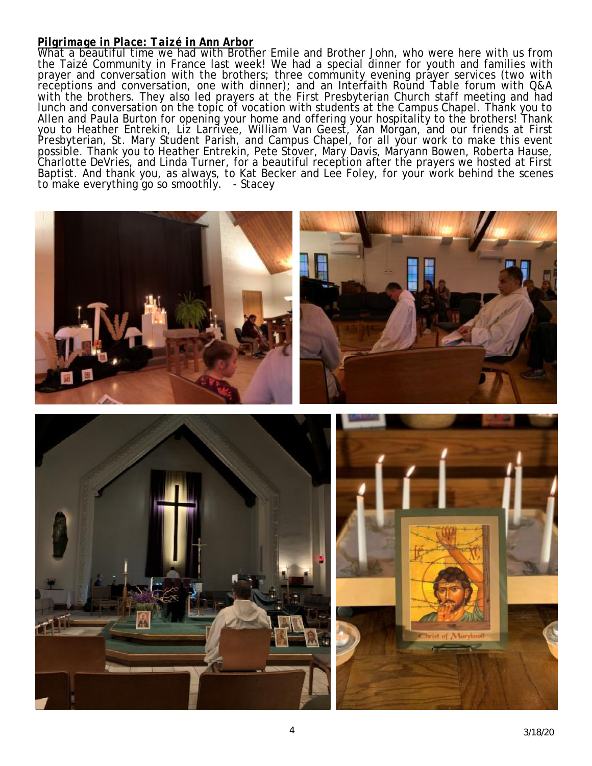***Pilgrimage in Place: Taizé in Ann Arbor***

What a beautiful time we had with Brother Emile and Brother John, who were here with us from the Taizé Community in France last week! We had a special dinner for youth and families with prayer and conversation with the brothers; three community evening prayer services (two with receptions and conversation, one with dinner); and an Interfaith Round Table forum with Q&A with the brothers. They also led prayers at the First Presbyterian Church staff meeting and had lunch and conversation on the topic of vocation with students at the Campus Chapel. Thank you to Allen and Paula Burton for opening your home and offering your hospitality to the brothers! Thank you to Heather Entrekin, Liz Larrivee, William Van Geest, Xan Morgan, and our friends at First Presbyterian, St. Mary Student Parish, and Campus Chapel, for all your work to make this event possible. Thank you to Heather Entrekin, Pete Stover, Mary Davis, Maryann Bowen, Roberta Hause, Charlotte DeVries, and Linda Turner, for a beautiful reception after the prayers we hosted at First Baptist. And thank you, as always, to Kat Becker and Lee Foley, for your work behind the scenes to make everything go so smoothly.   - Stacey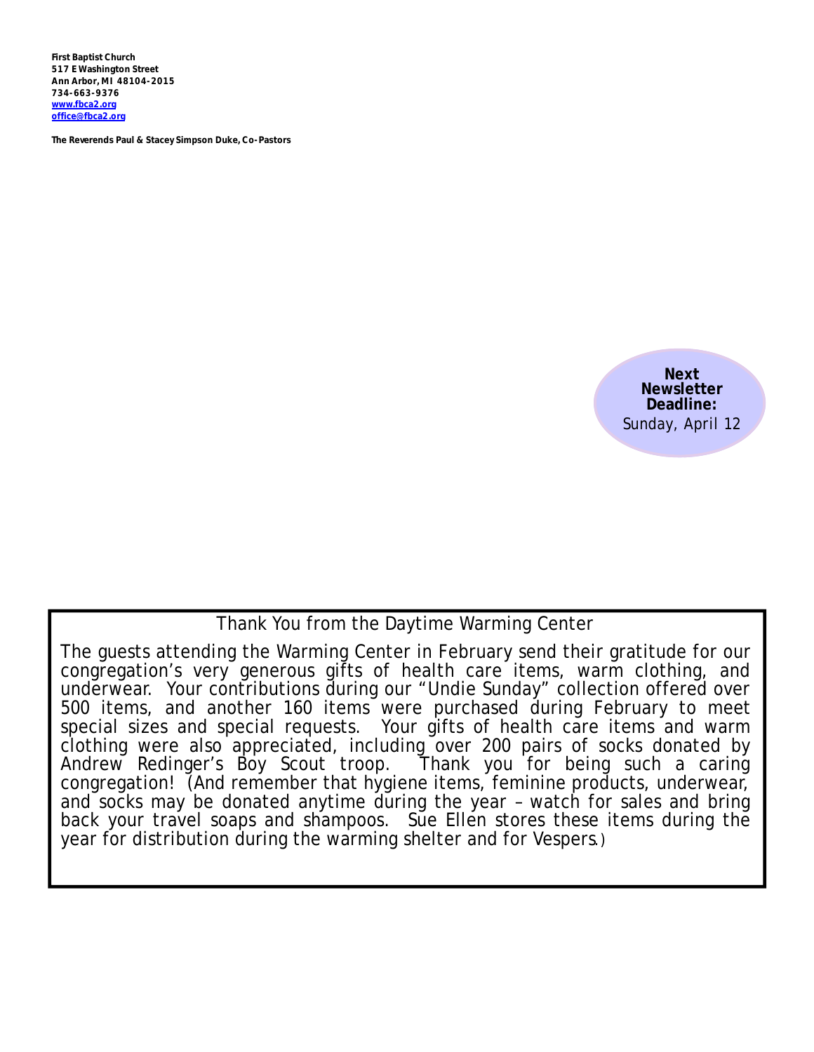**First Baptist Church**
**517 E Washington Street**
**Ann Arbor, MI 48104-2015**
**734-663-9376**
**[www.fbca2.org](http://www.fbca2.org)**
**[office@fbca2.org](mailto:office@fbca2.org)**

**The Reverends Paul & Stacey Simpson Duke, Co-Pastors**

**Next Newsletter Deadline:**
Sunday, April 12

## Thank You from the Daytime Warming Center

The guests attending the Warming Center in February send their gratitude for our congregation's very generous gifts of health care items, warm clothing, and underwear. Your contributions during our "Undie Sunday" collection offered over 500 items, and another 160 items were purchased during February to meet special sizes and special requests. Your gifts of health care items and warm clothing were also appreciated, including over 200 pairs of socks donated by Andrew Redinger's Boy Scout troop. Thank you for being such a caring congregation! (And remember that hygiene items, feminine products, underwear, and socks may be donated anytime during the year – watch for sales and bring back your travel soaps and shampoos. Sue Ellen stores these items during the year for distribution during the warming shelter and for Vespers.)